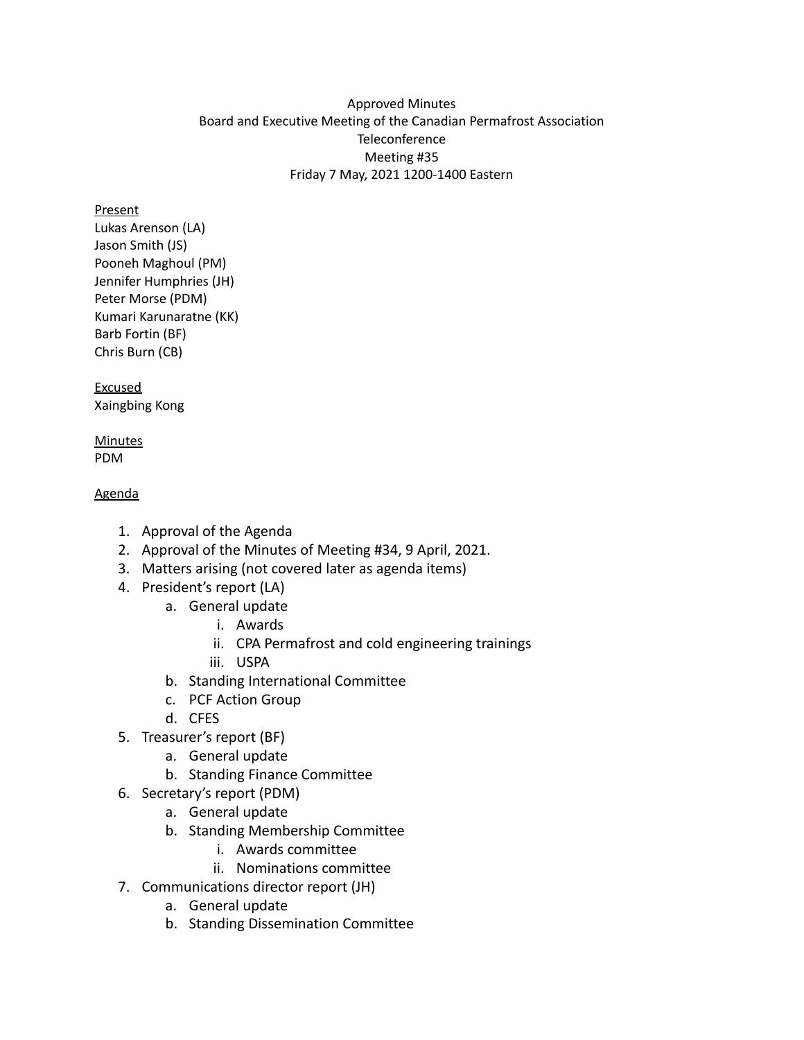Approved Minutes
Board and Executive Meeting of the Canadian Permafrost Association
Teleconference
Meeting #35
Friday 7 May, 2021 1200-1400 Eastern

<u>Present</u>
Lukas Arenson (LA)
Jason Smith (JS)
Pooneh Maghoul (PM)
Jennifer Humphries (JH)
Peter Morse (PDM)
Kumari Karunaratne (KK)
Barb Fortin (BF)
Chris Burn (CB)

<u>Excused</u>
Xaingbing Kong

<u>Minutes</u>
PDM

<u>Agenda</u>

1. Approval of the Agenda
2. Approval of the Minutes of Meeting #34, 9 April, 2021.
3. Matters arising (not covered later as agenda items)
4. President's report (LA)
   a. General update
      i. Awards
      ii. CPA Permafrost and cold engineering trainings
      iii. USPA
   b. Standing International Committee
   c. PCF Action Group
   d. CFES
5. Treasurer's report (BF)
   a. General update
   b. Standing Finance Committee
6. Secretary's report (PDM)
   a. General update
   b. Standing Membership Committee
      i. Awards committee
      ii. Nominations committee
7. Communications director report (JH)
   a. General update
   b. Standing Dissemination Committee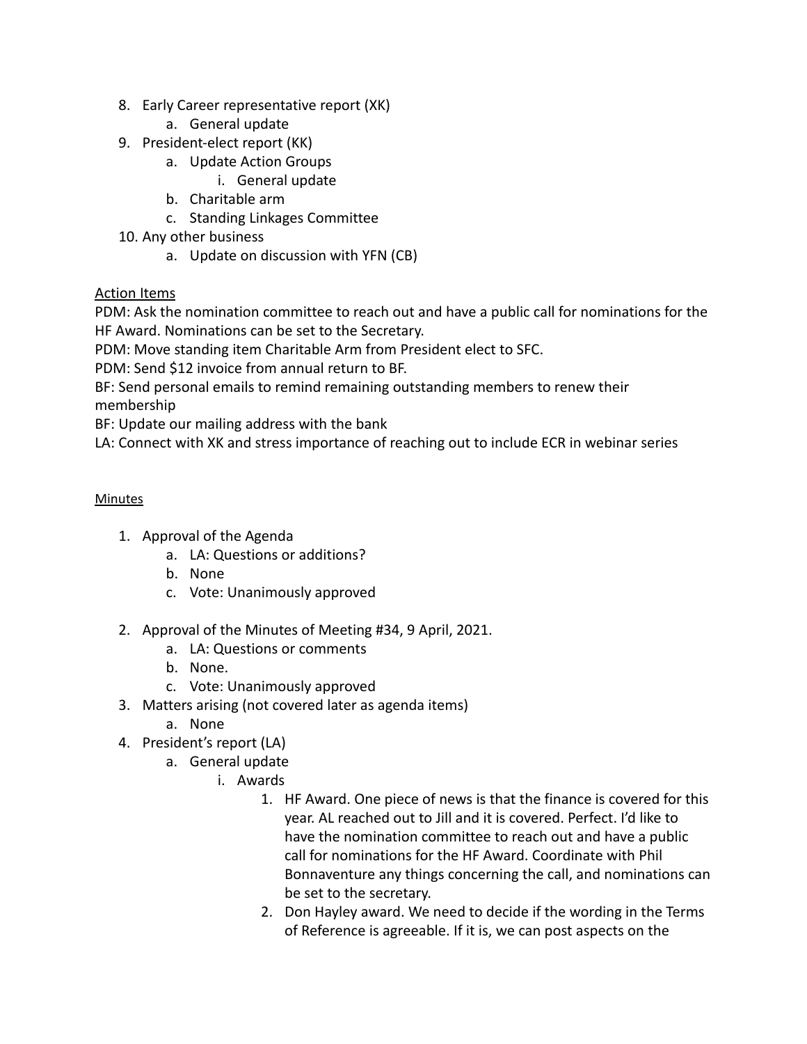8. Early Career representative report (XK)
    a. General update
9. President-elect report (KK)
    a. Update Action Groups
        i. General update
    b. Charitable arm
    c. Standing Linkages Committee
10. Any other business
    a. Update on discussion with YFN (CB)

<u>Action Items</u>

PDM: Ask the nomination committee to reach out and have a public call for nominations for the HF Award. Nominations can be set to the Secretary.

PDM: Move standing item Charitable Arm from President elect to SFC.

PDM: Send $12 invoice from annual return to BF.

BF: Send personal emails to remind remaining outstanding members to renew their membership

BF: Update our mailing address with the bank

LA: Connect with XK and stress importance of reaching out to include ECR in webinar series

<u>Minutes</u>

1. Approval of the Agenda
    a. LA: Questions or additions?
    b. None
    c. Vote: Unanimously approved

2. Approval of the Minutes of Meeting #34, 9 April, 2021.
    a. LA: Questions or comments
    b. None.
    c. Vote: Unanimously approved
3. Matters arising (not covered later as agenda items)
    a. None
4. President's report (LA)
    a. General update
        i. Awards
            1. HF Award. One piece of news is that the finance is covered for this year. AL reached out to Jill and it is covered. Perfect. I'd like to have the nomination committee to reach out and have a public call for nominations for the HF Award. Coordinate with Phil Bonnaventure any things concerning the call, and nominations can be set to the secretary.
            2. Don Hayley award. We need to decide if the wording in the Terms of Reference is agreeable. If it is, we can post aspects on the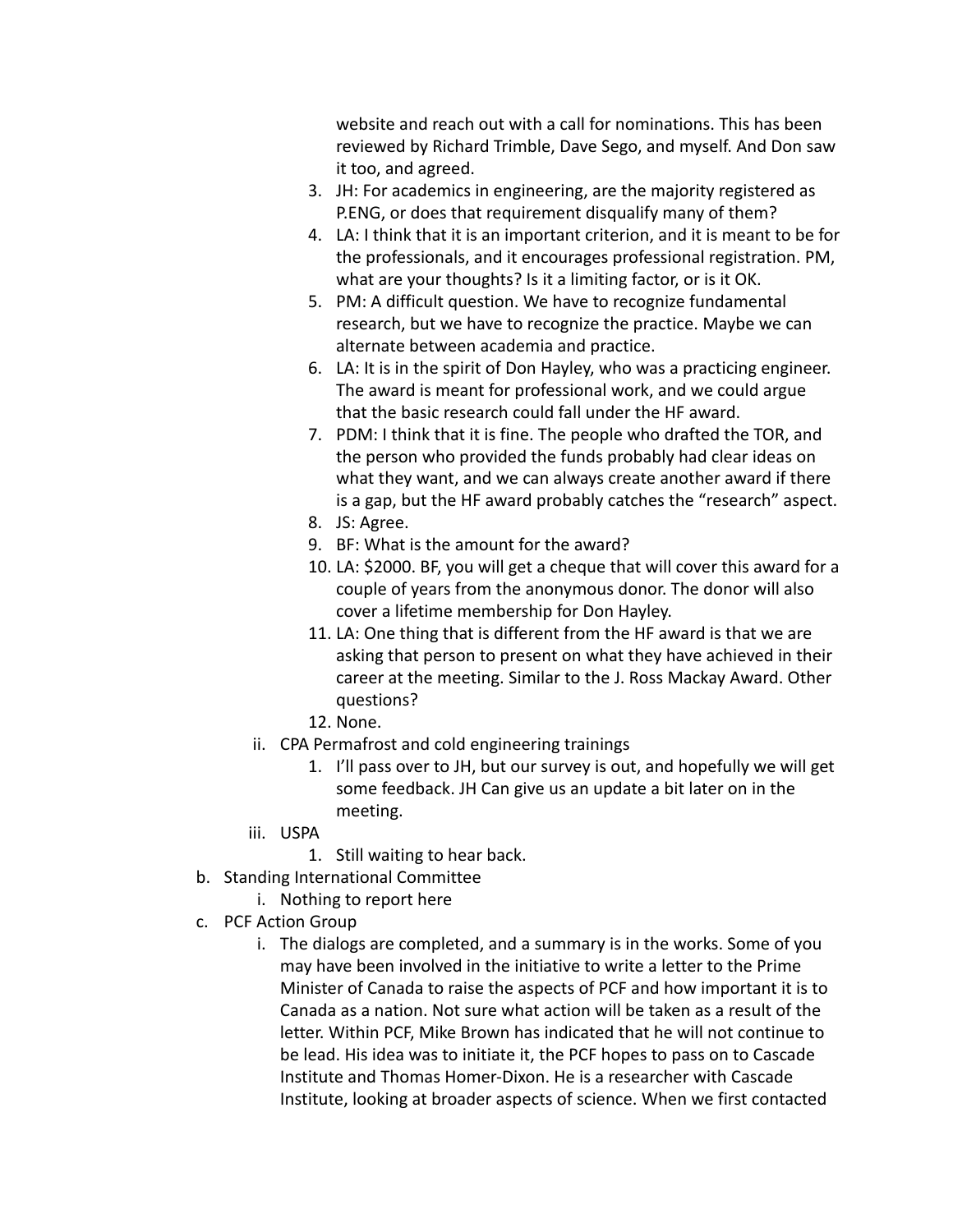website and reach out with a call for nominations. This has been reviewed by Richard Trimble, Dave Sego, and myself. And Don saw it too, and agreed.

3. JH: For academics in engineering, are the majority registered as P.ENG, or does that requirement disqualify many of them?
4. LA: I think that it is an important criterion, and it is meant to be for the professionals, and it encourages professional registration. PM, what are your thoughts? Is it a limiting factor, or is it OK.
5. PM: A difficult question. We have to recognize fundamental research, but we have to recognize the practice. Maybe we can alternate between academia and practice.
6. LA: It is in the spirit of Don Hayley, who was a practicing engineer. The award is meant for professional work, and we could argue that the basic research could fall under the HF award.
7. PDM: I think that it is fine. The people who drafted the TOR, and the person who provided the funds probably had clear ideas on what they want, and we can always create another award if there is a gap, but the HF award probably catches the "research" aspect.
8. JS: Agree.
9. BF: What is the amount for the award?
10. LA: $2000. BF, you will get a cheque that will cover this award for a couple of years from the anonymous donor. The donor will also cover a lifetime membership for Don Hayley.
11. LA: One thing that is different from the HF award is that we are asking that person to present on what they have achieved in their career at the meeting. Similar to the J. Ross Mackay Award. Other questions?
12. None.

   ii. CPA Permafrost and cold engineering trainings
      1. I'll pass over to JH, but our survey is out, and hopefully we will get some feedback. JH Can give us an update a bit later on in the meeting.

   iii. USPA
      1. Still waiting to hear back.

b. Standing International Committee
   i. Nothing to report here

c. PCF Action Group
   i. The dialogs are completed, and a summary is in the works. Some of you may have been involved in the initiative to write a letter to the Prime Minister of Canada to raise the aspects of PCF and how important it is to Canada as a nation. Not sure what action will be taken as a result of the letter. Within PCF, Mike Brown has indicated that he will not continue to be lead. His idea was to initiate it, the PCF hopes to pass on to Cascade Institute and Thomas Homer-Dixon. He is a researcher with Cascade Institute, looking at broader aspects of science. When we first contacted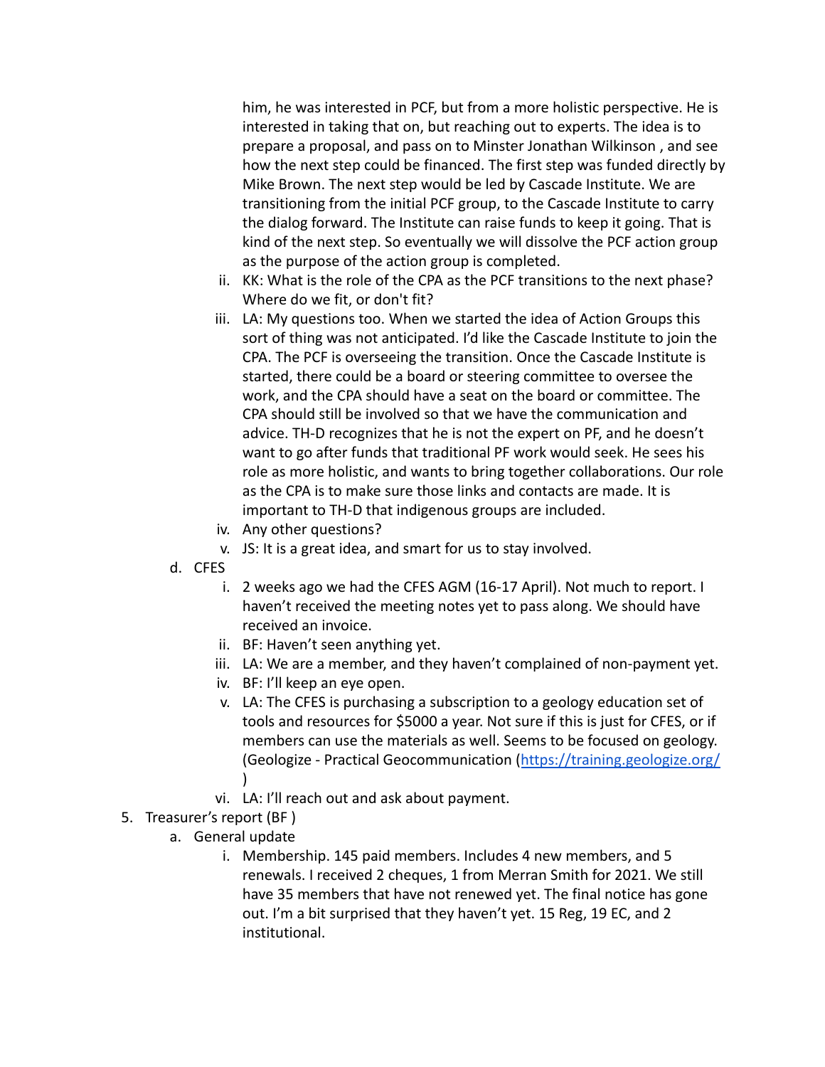him, he was interested in PCF, but from a more holistic perspective. He is interested in taking that on, but reaching out to experts. The idea is to prepare a proposal, and pass on to Minster Jonathan Wilkinson , and see how the next step could be financed. The first step was funded directly by Mike Brown. The next step would be led by Cascade Institute. We are transitioning from the initial PCF group, to the Cascade Institute to carry the dialog forward. The Institute can raise funds to keep it going. That is kind of the next step. So eventually we will dissolve the PCF action group as the purpose of the action group is completed.

   ii. KK: What is the role of the CPA as the PCF transitions to the next phase? Where do we fit, or don't fit?

   iii. LA: My questions too. When we started the idea of Action Groups this sort of thing was not anticipated. I'd like the Cascade Institute to join the CPA. The PCF is overseeing the transition. Once the Cascade Institute is started, there could be a board or steering committee to oversee the work, and the CPA should have a seat on the board or committee. The CPA should still be involved so that we have the communication and advice. TH-D recognizes that he is not the expert on PF, and he doesn't want to go after funds that traditional PF work would seek. He sees his role as more holistic, and wants to bring together collaborations. Our role as the CPA is to make sure those links and contacts are made. It is important to TH-D that indigenous groups are included.

   iv. Any other questions?

   v. JS: It is a great idea, and smart for us to stay involved.

d. CFES

   i. 2 weeks ago we had the CFES AGM (16-17 April). Not much to report. I haven't received the meeting notes yet to pass along. We should have received an invoice.

   ii. BF: Haven't seen anything yet.

   iii. LA: We are a member, and they haven't complained of non-payment yet.

   iv. BF: I'll keep an eye open.

   v. LA: The CFES is purchasing a subscription to a geology education set of tools and resources for $5000 a year. Not sure if this is just for CFES, or if members can use the materials as well. Seems to be focused on geology. (Geologize - Practical Geocommunication (https://training.geologize.org/ )

   vi. LA: I'll reach out and ask about payment.

5. Treasurer's report (BF )

   a. General update

      i. Membership. 145 paid members. Includes 4 new members, and 5 renewals. I received 2 cheques, 1 from Merran Smith for 2021. We still have 35 members that have not renewed yet. The final notice has gone out. I'm a bit surprised that they haven't yet. 15 Reg, 19 EC, and 2 institutional.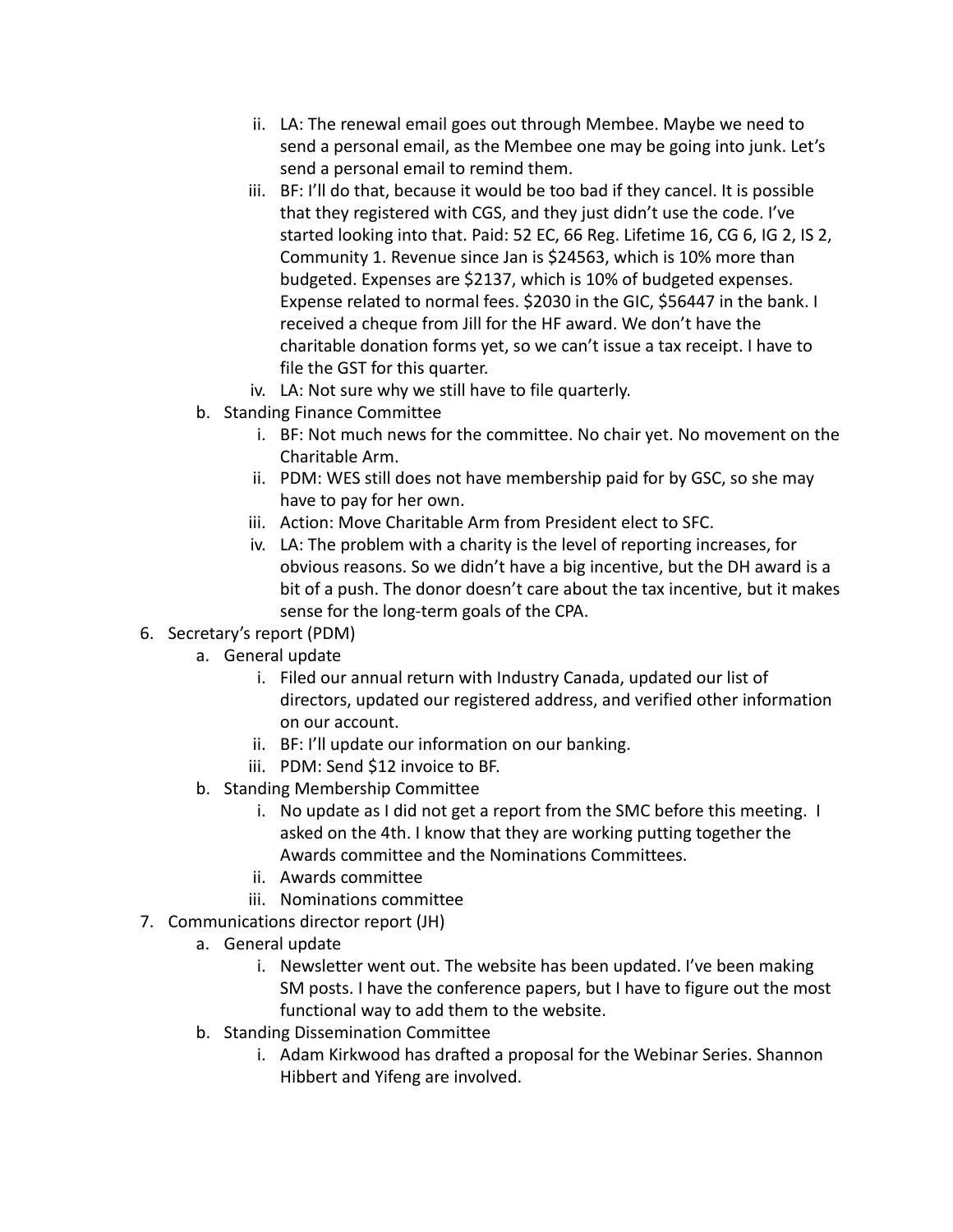ii. LA: The renewal email goes out through Membee. Maybe we need to send a personal email, as the Membee one may be going into junk. Let's send a personal email to remind them.
   iii. BF: I'll do that, because it would be too bad if they cancel. It is possible that they registered with CGS, and they just didn't use the code. I've started looking into that. Paid: 52 EC, 66 Reg. Lifetime 16, CG 6, IG 2, IS 2, Community 1. Revenue since Jan is $24563, which is 10% more than budgeted. Expenses are $2137, which is 10% of budgeted expenses. Expense related to normal fees. $2030 in the GIC, $56447 in the bank. I received a cheque from Jill for the HF award. We don't have the charitable donation forms yet, so we can't issue a tax receipt. I have to file the GST for this quarter.
   iv. LA: Not sure why we still have to file quarterly.

b. Standing Finance Committee
   i. BF: Not much news for the committee. No chair yet. No movement on the Charitable Arm.
   ii. PDM: WES still does not have membership paid for by GSC, so she may have to pay for her own.
   iii. Action: Move Charitable Arm from President elect to SFC.
   iv. LA: The problem with a charity is the level of reporting increases, for obvious reasons. So we didn't have a big incentive, but the DH award is a bit of a push. The donor doesn't care about the tax incentive, but it makes sense for the long-term goals of the CPA.

6. Secretary's report (PDM)
   a. General update
      i. Filed our annual return with Industry Canada, updated our list of directors, updated our registered address, and verified other information on our account.
      ii. BF: I'll update our information on our banking.
      iii. PDM: Send $12 invoice to BF.
   b. Standing Membership Committee
      i. No update as I did not get a report from the SMC before this meeting. I asked on the 4th. I know that they are working putting together the Awards committee and the Nominations Committees.
      ii. Awards committee
      iii. Nominations committee

7. Communications director report (JH)
   a. General update
      i. Newsletter went out. The website has been updated. I've been making SM posts. I have the conference papers, but I have to figure out the most functional way to add them to the website.
   b. Standing Dissemination Committee
      i. Adam Kirkwood has drafted a proposal for the Webinar Series. Shannon Hibbert and Yifeng are involved.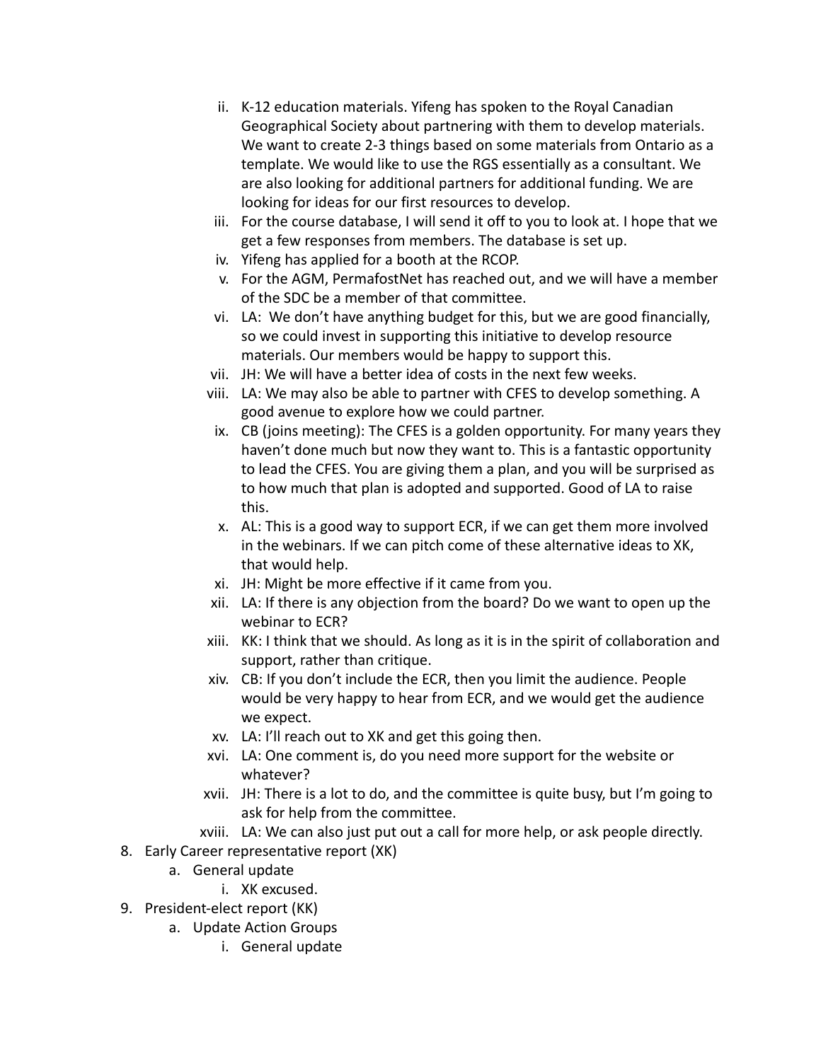ii. K-12 education materials. Yifeng has spoken to the Royal Canadian Geographical Society about partnering with them to develop materials. We want to create 2-3 things based on some materials from Ontario as a template. We would like to use the RGS essentially as a consultant. We are also looking for additional partners for additional funding. We are looking for ideas for our first resources to develop.
   iii. For the course database, I will send it off to you to look at. I hope that we get a few responses from members. The database is set up.
   iv. Yifeng has applied for a booth at the RCOP.
   v. For the AGM, PermafostNet has reached out, and we will have a member of the SDC be a member of that committee.
   vi. LA: We don't have anything budget for this, but we are good financially, so we could invest in supporting this initiative to develop resource materials. Our members would be happy to support this.
   vii. JH: We will have a better idea of costs in the next few weeks.
   viii. LA: We may also be able to partner with CFES to develop something. A good avenue to explore how we could partner.
   ix. CB (joins meeting): The CFES is a golden opportunity. For many years they haven't done much but now they want to. This is a fantastic opportunity to lead the CFES. You are giving them a plan, and you will be surprised as to how much that plan is adopted and supported. Good of LA to raise this.
   x. AL: This is a good way to support ECR, if we can get them more involved in the webinars. If we can pitch come of these alternative ideas to XK, that would help.
   xi. JH: Might be more effective if it came from you.
   xii. LA: If there is any objection from the board? Do we want to open up the webinar to ECR?
   xiii. KK: I think that we should. As long as it is in the spirit of collaboration and support, rather than critique.
   xiv. CB: If you don't include the ECR, then you limit the audience. People would be very happy to hear from ECR, and we would get the audience we expect.
   xv. LA: I'll reach out to XK and get this going then.
   xvi. LA: One comment is, do you need more support for the website or whatever?
   xvii. JH: There is a lot to do, and the committee is quite busy, but I'm going to ask for help from the committee.
   xviii. LA: We can also just put out a call for more help, or ask people directly.

8. Early Career representative report (XK)
   a. General update
      i. XK excused.
9. President-elect report (KK)
   a. Update Action Groups
      i. General update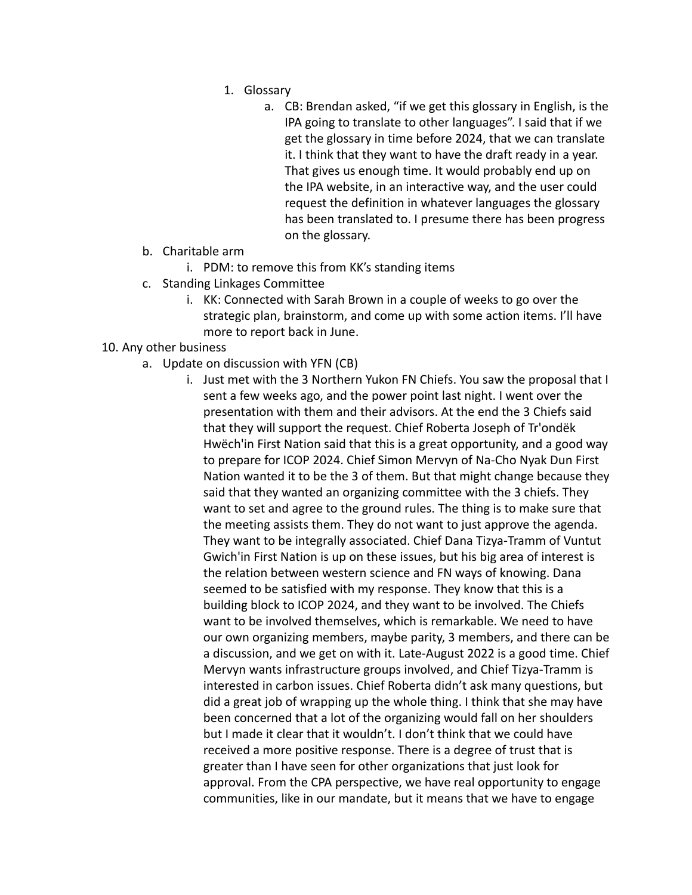1. Glossary
    a. CB: Brendan asked, “if we get this glossary in English, is the IPA going to translate to other languages”. I said that if we get the glossary in time before 2024, that we can translate it. I think that they want to have the draft ready in a year. That gives us enough time. It would probably end up on the IPA website, in an interactive way, and the user could request the definition in whatever languages the glossary has been translated to. I presume there has been progress on the glossary.

b. Charitable arm
    i. PDM: to remove this from KK’s standing items

c. Standing Linkages Committee
    i. KK: Connected with Sarah Brown in a couple of weeks to go over the strategic plan, brainstorm, and come up with some action items. I’ll have more to report back in June.

10. Any other business
    a. Update on discussion with YFN (CB)
        i. Just met with the 3 Northern Yukon FN Chiefs. You saw the proposal that I sent a few weeks ago, and the power point last night. I went over the presentation with them and their advisors. At the end the 3 Chiefs said that they will support the request. Chief Roberta Joseph of Tr'ondëk Hwëch'in First Nation said that this is a great opportunity, and a good way to prepare for ICOP 2024. Chief Simon Mervyn of Na-Cho Nyak Dun First Nation wanted it to be the 3 of them. But that might change because they said that they wanted an organizing committee with the 3 chiefs. They want to set and agree to the ground rules. The thing is to make sure that the meeting assists them. They do not want to just approve the agenda. They want to be integrally associated. Chief Dana Tizya-Tramm of Vuntut Gwich'in First Nation is up on these issues, but his big area of interest is the relation between western science and FN ways of knowing. Dana seemed to be satisfied with my response. They know that this is a building block to ICOP 2024, and they want to be involved. The Chiefs want to be involved themselves, which is remarkable. We need to have our own organizing members, maybe parity, 3 members, and there can be a discussion, and we get on with it. Late-August 2022 is a good time. Chief Mervyn wants infrastructure groups involved, and Chief Tizya-Tramm is interested in carbon issues. Chief Roberta didn’t ask many questions, but did a great job of wrapping up the whole thing. I think that she may have been concerned that a lot of the organizing would fall on her shoulders but I made it clear that it wouldn’t. I don’t think that we could have received a more positive response. There is a degree of trust that is greater than I have seen for other organizations that just look for approval. From the CPA perspective, we have real opportunity to engage communities, like in our mandate, but it means that we have to engage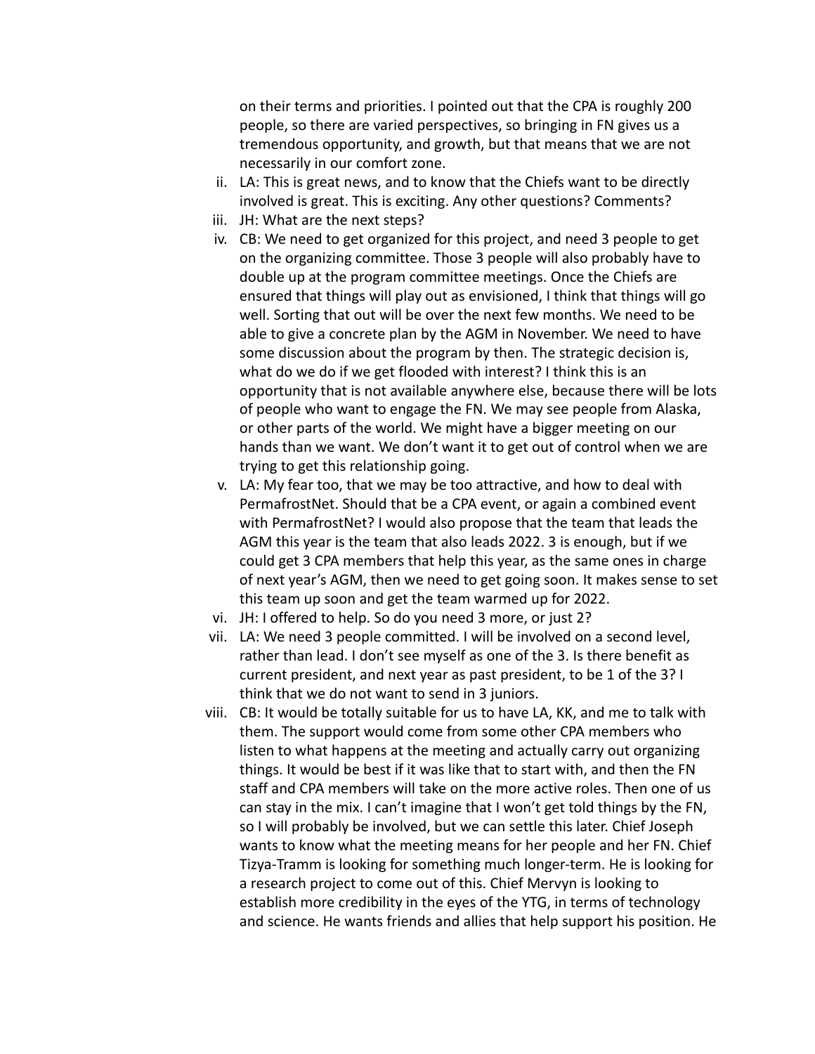on their terms and priorities. I pointed out that the CPA is roughly 200 people, so there are varied perspectives, so bringing in FN gives us a tremendous opportunity, and growth, but that means that we are not necessarily in our comfort zone.

ii. LA: This is great news, and to know that the Chiefs want to be directly involved is great. This is exciting. Any other questions? Comments?

iii. JH: What are the next steps?

iv. CB: We need to get organized for this project, and need 3 people to get on the organizing committee. Those 3 people will also probably have to double up at the program committee meetings. Once the Chiefs are ensured that things will play out as envisioned, I think that things will go well. Sorting that out will be over the next few months. We need to be able to give a concrete plan by the AGM in November. We need to have some discussion about the program by then. The strategic decision is, what do we do if we get flooded with interest? I think this is an opportunity that is not available anywhere else, because there will be lots of people who want to engage the FN. We may see people from Alaska, or other parts of the world. We might have a bigger meeting on our hands than we want. We don't want it to get out of control when we are trying to get this relationship going.

v. LA: My fear too, that we may be too attractive, and how to deal with PermafrostNet. Should that be a CPA event, or again a combined event with PermafrostNet? I would also propose that the team that leads the AGM this year is the team that also leads 2022. 3 is enough, but if we could get 3 CPA members that help this year, as the same ones in charge of next year's AGM, then we need to get going soon. It makes sense to set this team up soon and get the team warmed up for 2022.

vi. JH: I offered to help. So do you need 3 more, or just 2?

vii. LA: We need 3 people committed. I will be involved on a second level, rather than lead. I don't see myself as one of the 3. Is there benefit as current president, and next year as past president, to be 1 of the 3? I think that we do not want to send in 3 juniors.

viii. CB: It would be totally suitable for us to have LA, KK, and me to talk with them. The support would come from some other CPA members who listen to what happens at the meeting and actually carry out organizing things. It would be best if it was like that to start with, and then the FN staff and CPA members will take on the more active roles. Then one of us can stay in the mix. I can't imagine that I won't get told things by the FN, so I will probably be involved, but we can settle this later. Chief Joseph wants to know what the meeting means for her people and her FN. Chief Tizya-Tramm is looking for something much longer-term. He is looking for a research project to come out of this. Chief Mervyn is looking to establish more credibility in the eyes of the YTG, in terms of technology and science. He wants friends and allies that help support his position. He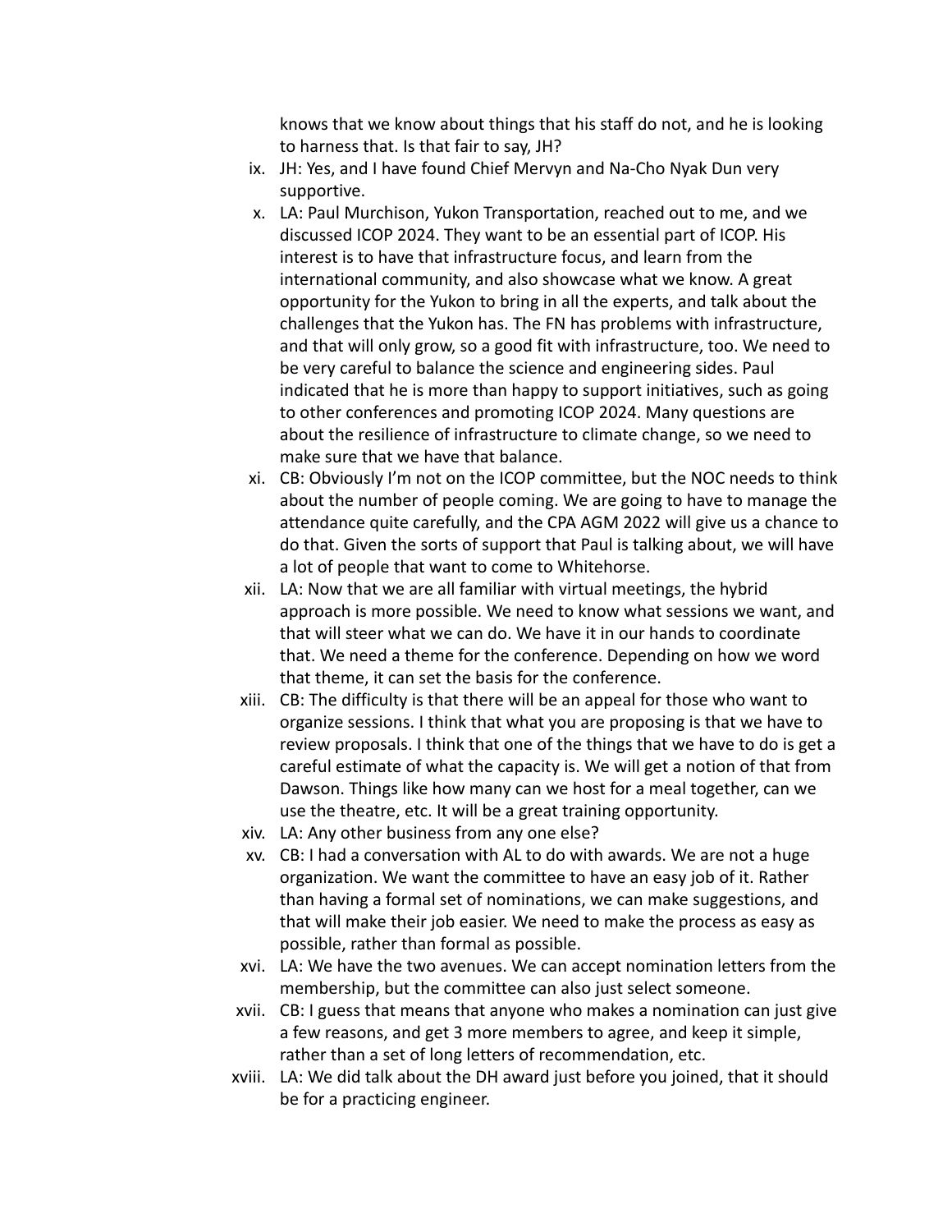knows that we know about things that his staff do not, and he is looking to harness that. Is that fair to say, JH?

ix. JH: Yes, and I have found Chief Mervyn and Na-Cho Nyak Dun very supportive.
x. LA: Paul Murchison, Yukon Transportation, reached out to me, and we discussed ICOP 2024. They want to be an essential part of ICOP. His interest is to have that infrastructure focus, and learn from the international community, and also showcase what we know. A great opportunity for the Yukon to bring in all the experts, and talk about the challenges that the Yukon has. The FN has problems with infrastructure, and that will only grow, so a good fit with infrastructure, too. We need to be very careful to balance the science and engineering sides. Paul indicated that he is more than happy to support initiatives, such as going to other conferences and promoting ICOP 2024. Many questions are about the resilience of infrastructure to climate change, so we need to make sure that we have that balance.
xi. CB: Obviously I'm not on the ICOP committee, but the NOC needs to think about the number of people coming. We are going to have to manage the attendance quite carefully, and the CPA AGM 2022 will give us a chance to do that. Given the sorts of support that Paul is talking about, we will have a lot of people that want to come to Whitehorse.
xii. LA: Now that we are all familiar with virtual meetings, the hybrid approach is more possible. We need to know what sessions we want, and that will steer what we can do. We have it in our hands to coordinate that. We need a theme for the conference. Depending on how we word that theme, it can set the basis for the conference.
xiii. CB: The difficulty is that there will be an appeal for those who want to organize sessions. I think that what you are proposing is that we have to review proposals. I think that one of the things that we have to do is get a careful estimate of what the capacity is. We will get a notion of that from Dawson. Things like how many can we host for a meal together, can we use the theatre, etc. It will be a great training opportunity.
xiv. LA: Any other business from any one else?
xv. CB: I had a conversation with AL to do with awards. We are not a huge organization. We want the committee to have an easy job of it. Rather than having a formal set of nominations, we can make suggestions, and that will make their job easier. We need to make the process as easy as possible, rather than formal as possible.
xvi. LA: We have the two avenues. We can accept nomination letters from the membership, but the committee can also just select someone.
xvii. CB: I guess that means that anyone who makes a nomination can just give a few reasons, and get 3 more members to agree, and keep it simple, rather than a set of long letters of recommendation, etc.
xviii. LA: We did talk about the DH award just before you joined, that it should be for a practicing engineer.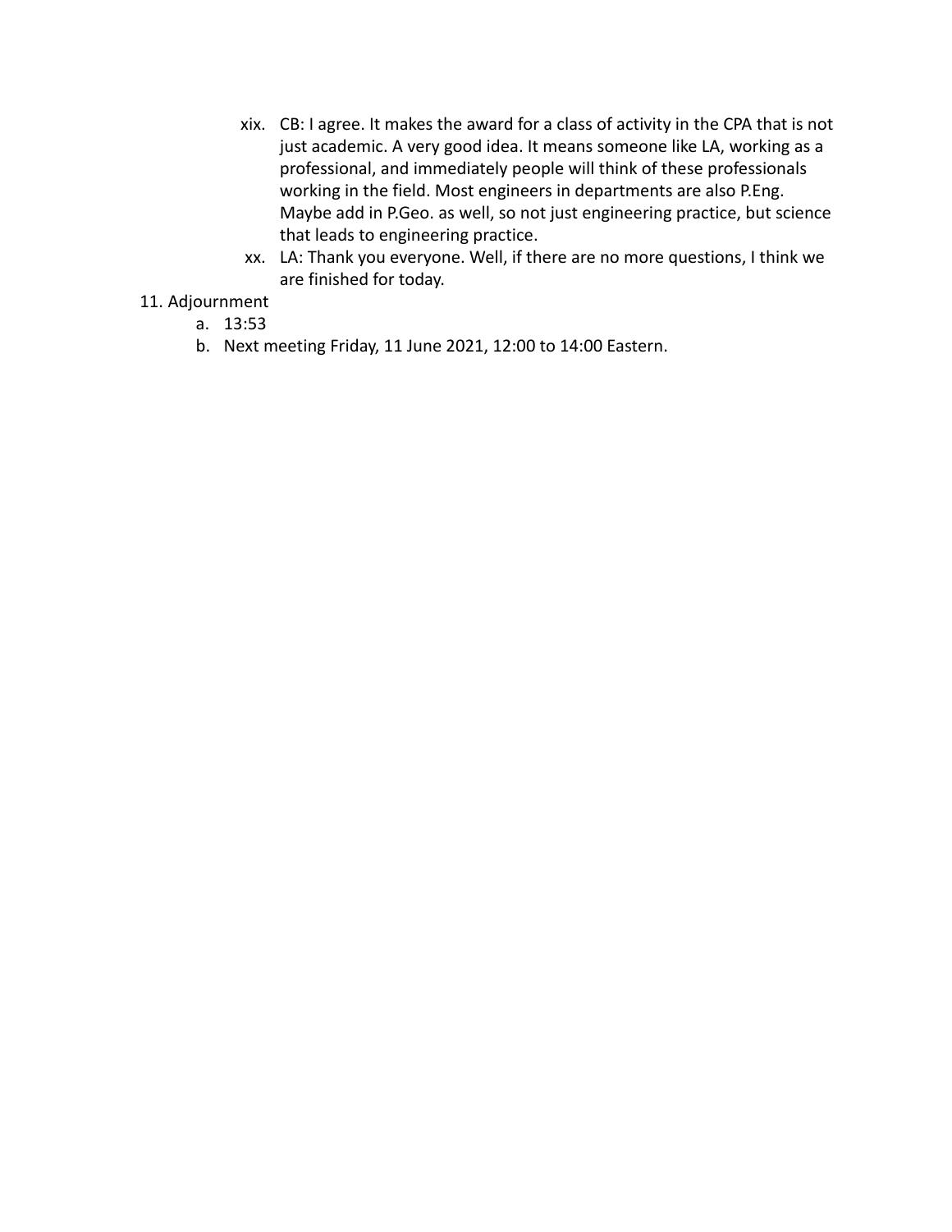xix. CB: I agree. It makes the award for a class of activity in the CPA that is not just academic. A very good idea. It means someone like LA, working as a professional, and immediately people will think of these professionals working in the field. Most engineers in departments are also P.Eng. Maybe add in P.Geo. as well, so not just engineering practice, but science that leads to engineering practice.

xx. LA: Thank you everyone. Well, if there are no more questions, I think we are finished for today.

11. Adjournment
    a. 13:53
    b. Next meeting Friday, 11 June 2021, 12:00 to 14:00 Eastern.